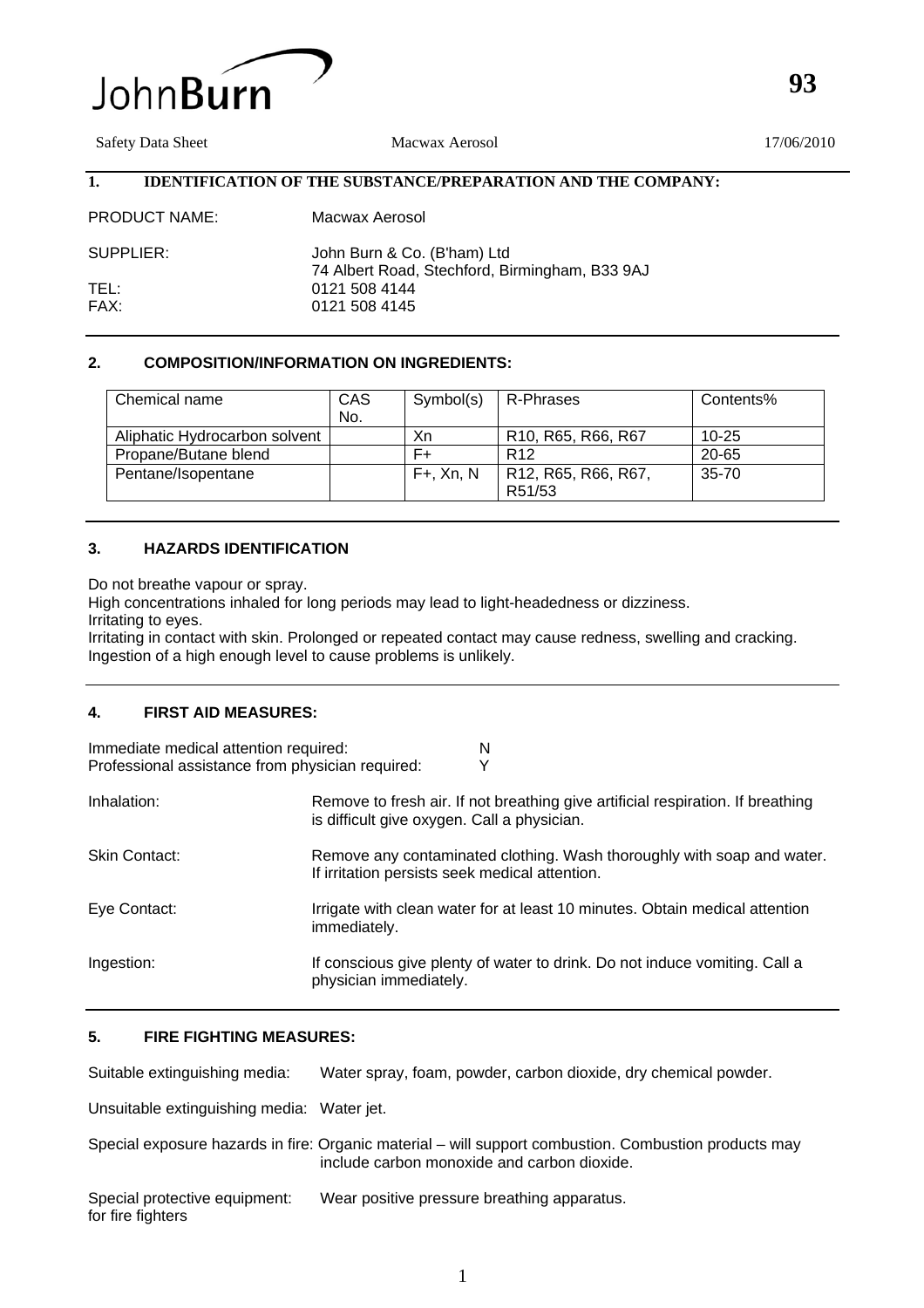JohnBurn

93

Safety Data Sheet Macwax Aerosol 17/06/2010

## 1. IDENTIFICATION OF THE SUBSTANCE/PREPARATION AND THE COMPANY:

PRODUCT NAME: Macwax Aerosol

SUPPLIER: John Burn & Co. (B'ham) Ltd
74 Albert Road, Stechford, Birmingham, B33 9AJ

TEL: 0121 508 4144

FAX: 0121 508 4145

## 2. COMPOSITION/INFORMATION ON INGREDIENTS:

| Chemical name | CAS No. | Symbol(s) | R-Phrases | Contents% |
|---|---|---|---|---|
| Aliphatic Hydrocarbon solvent | | Xn | R10, R65, R66, R67 | 10-25 |
| Propane/Butane blend | | F+ | R12 | 20-65 |
| Pentane/Isopentane | | F+, Xn, N | R12, R65, R66, R67, R51/53 | 35-70 |

## 3. HAZARDS IDENTIFICATION

Do not breathe vapour or spray.
High concentrations inhaled for long periods may lead to light-headedness or dizziness.
Irritating to eyes.
Irritating in contact with skin. Prolonged or repeated contact may cause redness, swelling and cracking.
Ingestion of a high enough level to cause problems is unlikely.

## 4. FIRST AID MEASURES:

Immediate medical attention required: N
Professional assistance from physician required: Y

Inhalation: Remove to fresh air. If not breathing give artificial respiration. If breathing is difficult give oxygen. Call a physician.

Skin Contact: Remove any contaminated clothing. Wash thoroughly with soap and water. If irritation persists seek medical attention.

Eye Contact: Irrigate with clean water for at least 10 minutes. Obtain medical attention immediately.

Ingestion: If conscious give plenty of water to drink. Do not induce vomiting. Call a physician immediately.

## 5. FIRE FIGHTING MEASURES:

Suitable extinguishing media: Water spray, foam, powder, carbon dioxide, dry chemical powder.

Unsuitable extinguishing media: Water jet.

Special exposure hazards in fire: Organic material – will support combustion. Combustion products may include carbon monoxide and carbon dioxide.

Special protective equipment for fire fighters: Wear positive pressure breathing apparatus.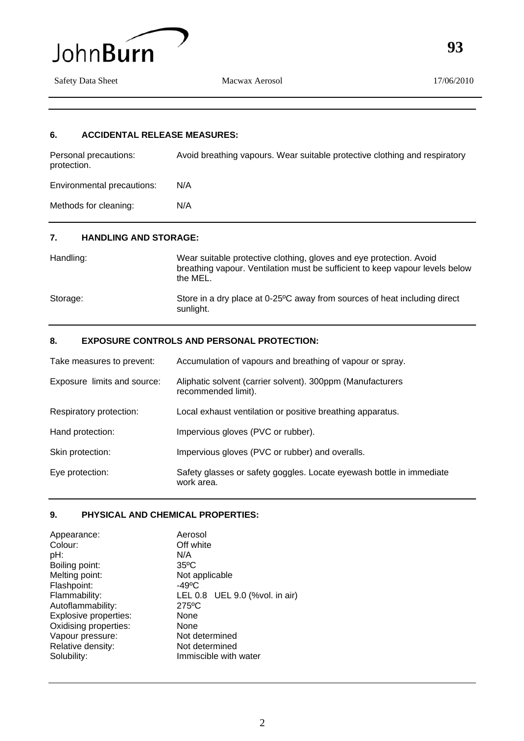## 6. ACCIDENTAL RELEASE MEASURES:

| | |
|---|---|
| Personal precautions: | Avoid breathing vapours. Wear suitable protective clothing and respiratory protection. |
| Environmental precautions: | N/A |
| Methods for cleaning: | N/A |

## 7. HANDLING AND STORAGE:

| | |
|---|---|
| Handling: | Wear suitable protective clothing, gloves and eye protection. Avoid breathing vapour. Ventilation must be sufficient to keep vapour levels below the MEL. |
| Storage: | Store in a dry place at 0-25ºC away from sources of heat including direct sunlight. |

## 8. EXPOSURE CONTROLS AND PERSONAL PROTECTION:

| | |
|---|---|
| Take measures to prevent: | Accumulation of vapours and breathing of vapour or spray. |
| Exposure limits and source: | Aliphatic solvent (carrier solvent). 300ppm (Manufacturers recommended limit). |
| Respiratory protection: | Local exhaust ventilation or positive breathing apparatus. |
| Hand protection: | Impervious gloves (PVC or rubber). |
| Skin protection: | Impervious gloves (PVC or rubber) and overalls. |
| Eye protection: | Safety glasses or safety goggles. Locate eyewash bottle in immediate work area. |

## 9. PHYSICAL AND CHEMICAL PROPERTIES:

| | |
|---|---|
| Appearance: | Aerosol |
| Colour: | Off white |
| pH: | N/A |
| Boiling point: | 35ºC |
| Melting point: | Not applicable |
| Flashpoint: | -49ºC |
| Flammability: | LEL 0.8 UEL 9.0 (%vol. in air) |
| Autoflammability: | 275ºC |
| Explosive properties: | None |
| Oxidising properties: | None |
| Vapour pressure: | Not determined |
| Relative density: | Not determined |
| Solubility: | Immiscible with water |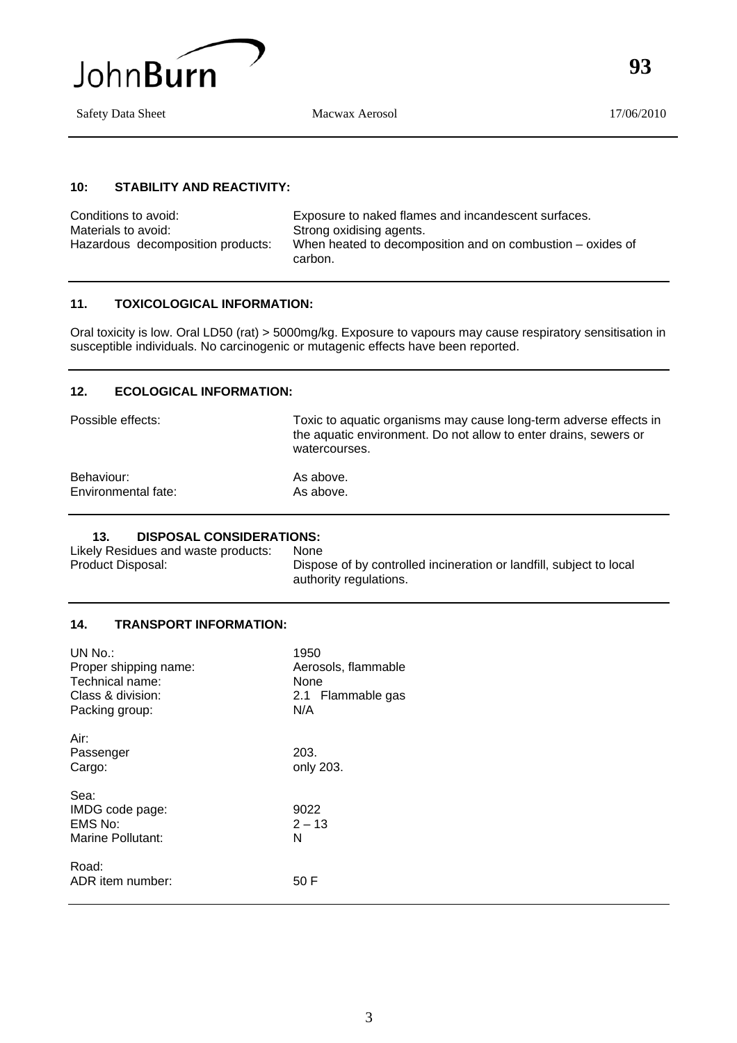## 10: STABILITY AND REACTIVITY:

| | |
|---|---|
| Conditions to avoid: | Exposure to naked flames and incandescent surfaces. |
| Materials to avoid: | Strong oxidising agents. |
| Hazardous decomposition products: | When heated to decomposition and on combustion – oxides of carbon. |

## 11. TOXICOLOGICAL INFORMATION:

Oral toxicity is low. Oral LD50 (rat) > 5000mg/kg. Exposure to vapours may cause respiratory sensitisation in susceptible individuals. No carcinogenic or mutagenic effects have been reported.

## 12. ECOLOGICAL INFORMATION:

| | |
|---|---|
| Possible effects: | Toxic to aquatic organisms may cause long-term adverse effects in the aquatic environment. Do not allow to enter drains, sewers or watercourses. |
| Behaviour: | As above. |
| Environmental fate: | As above. |

## 13. DISPOSAL CONSIDERATIONS:

| | |
|---|---|
| Likely Residues and waste products: | None |
| Product Disposal: | Dispose of by controlled incineration or landfill, subject to local authority regulations. |

## 14. TRANSPORT INFORMATION:

| | |
|---|---|
| UN No.: | 1950 |
| Proper shipping name: | Aerosols, flammable |
| Technical name: | None |
| Class & division: | 2.1 Flammable gas |
| Packing group: | N/A |

Air:

| | |
|---|---|
| Passenger | 203. |
| Cargo: | only 203. |

Sea:

| | |
|---|---|
| IMDG code page: | 9022 |
| EMS No: | 2 – 13 |
| Marine Pollutant: | N |

Road:

| | |
|---|---|
| ADR item number: | 50 F |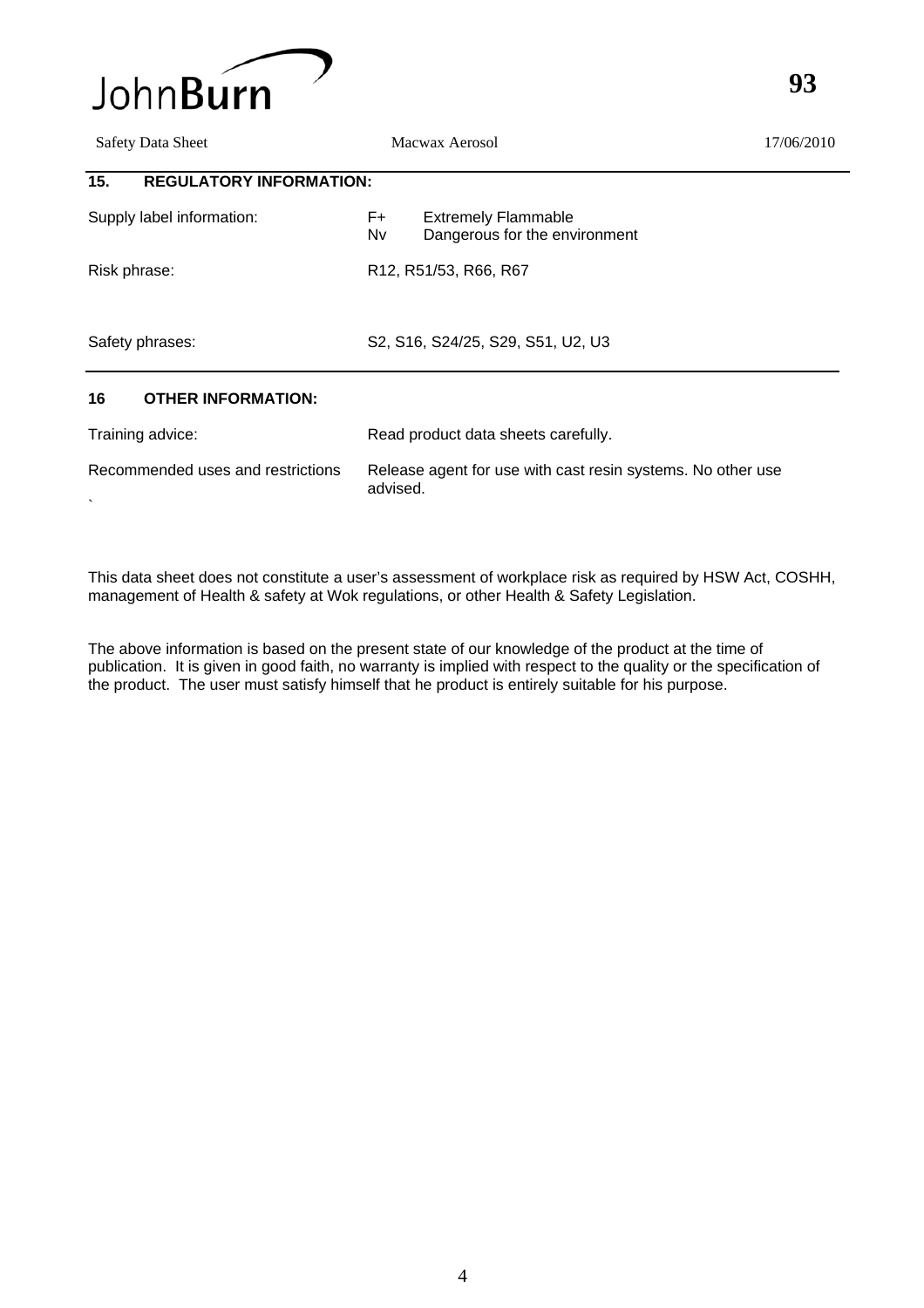## 15. REGULATORY INFORMATION:

| | |
|---|---|
| Supply label information: | F+ Extremely Flammable<br>Nv Dangerous for the environment |
| Risk phrase: | R12, R51/53, R66, R67 |
| Safety phrases: | S2, S16, S24/25, S29, S51, U2, U3 |

## 16 OTHER INFORMATION:

| | |
|---|---|
| Training advice: | Read product data sheets carefully. |
| Recommended uses and restrictions | Release agent for use with cast resin systems. No other use advised. |

`

This data sheet does not constitute a user's assessment of workplace risk as required by HSW Act, COSHH, management of Health & safety at Wok regulations, or other Health & Safety Legislation.

The above information is based on the present state of our knowledge of the product at the time of publication. It is given in good faith, no warranty is implied with respect to the quality or the specification of the product. The user must satisfy himself that he product is entirely suitable for his purpose.